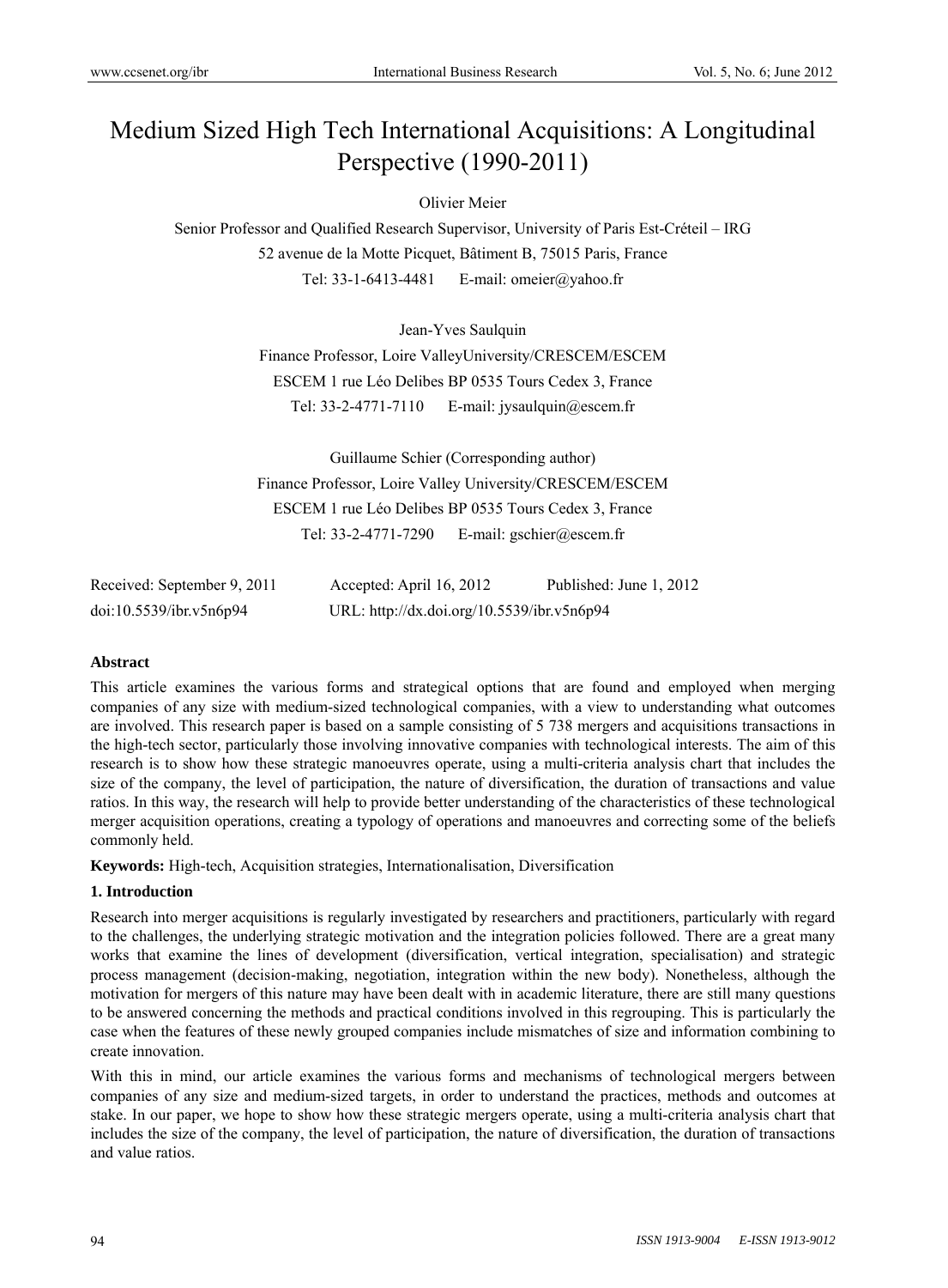# Medium Sized High Tech International Acquisitions: A Longitudinal Perspective (1990-2011)

Olivier Meier

Senior Professor and Qualified Research Supervisor, University of Paris Est-Créteil – IRG

52 avenue de la Motte Picquet, Bâtiment B, 75015 Paris, France

Tel: 33-1-6413-4481 E-mail: omeier@yahoo.fr

Jean-Yves Saulquin

Finance Professor, Loire ValleyUniversity/CRESCEM/ESCEM

ESCEM 1 rue Léo Delibes BP 0535 Tours Cedex 3, France

Tel: 33-2-4771-7110 E-mail: jysaulquin@escem.fr

Guillaume Schier (Corresponding author)

Finance Professor, Loire Valley University/CRESCEM/ESCEM

ESCEM 1 rue Léo Delibes BP 0535 Tours Cedex 3, France

Tel: 33-2-4771-7290 E-mail: gschier@escem.fr

Received: September 9, 2011 Accepted: April 16, 2012 Published: June 1, 2012

doi:10.5539/ibr.v5n6p94 URL: http://dx.doi.org/10.5539/ibr.v5n6p94

**Abstract**

This article examines the various forms and strategical options that are found and employed when merging companies of any size with medium-sized technological companies, with a view to understanding what outcomes are involved. This research paper is based on a sample consisting of 5 738 mergers and acquisitions transactions in the high-tech sector, particularly those involving innovative companies with technological interests. The aim of this research is to show how these strategic manoeuvres operate, using a multi-criteria analysis chart that includes the size of the company, the level of participation, the nature of diversification, the duration of transactions and value ratios. In this way, the research will help to provide better understanding of the characteristics of these technological merger acquisition operations, creating a typology of operations and manoeuvres and correcting some of the beliefs commonly held.

**Keywords:** High-tech, Acquisition strategies, Internationalisation, Diversification

## 1. Introduction

Research into merger acquisitions is regularly investigated by researchers and practitioners, particularly with regard to the challenges, the underlying strategic motivation and the integration policies followed. There are a great many works that examine the lines of development (diversification, vertical integration, specialisation) and strategic process management (decision-making, negotiation, integration within the new body). Nonetheless, although the motivation for mergers of this nature may have been dealt with in academic literature, there are still many questions to be answered concerning the methods and practical conditions involved in this regrouping. This is particularly the case when the features of these newly grouped companies include mismatches of size and information combining to create innovation.

With this in mind, our article examines the various forms and mechanisms of technological mergers between companies of any size and medium-sized targets, in order to understand the practices, methods and outcomes at stake. In our paper, we hope to show how these strategic mergers operate, using a multi-criteria analysis chart that includes the size of the company, the level of participation, the nature of diversification, the duration of transactions and value ratios.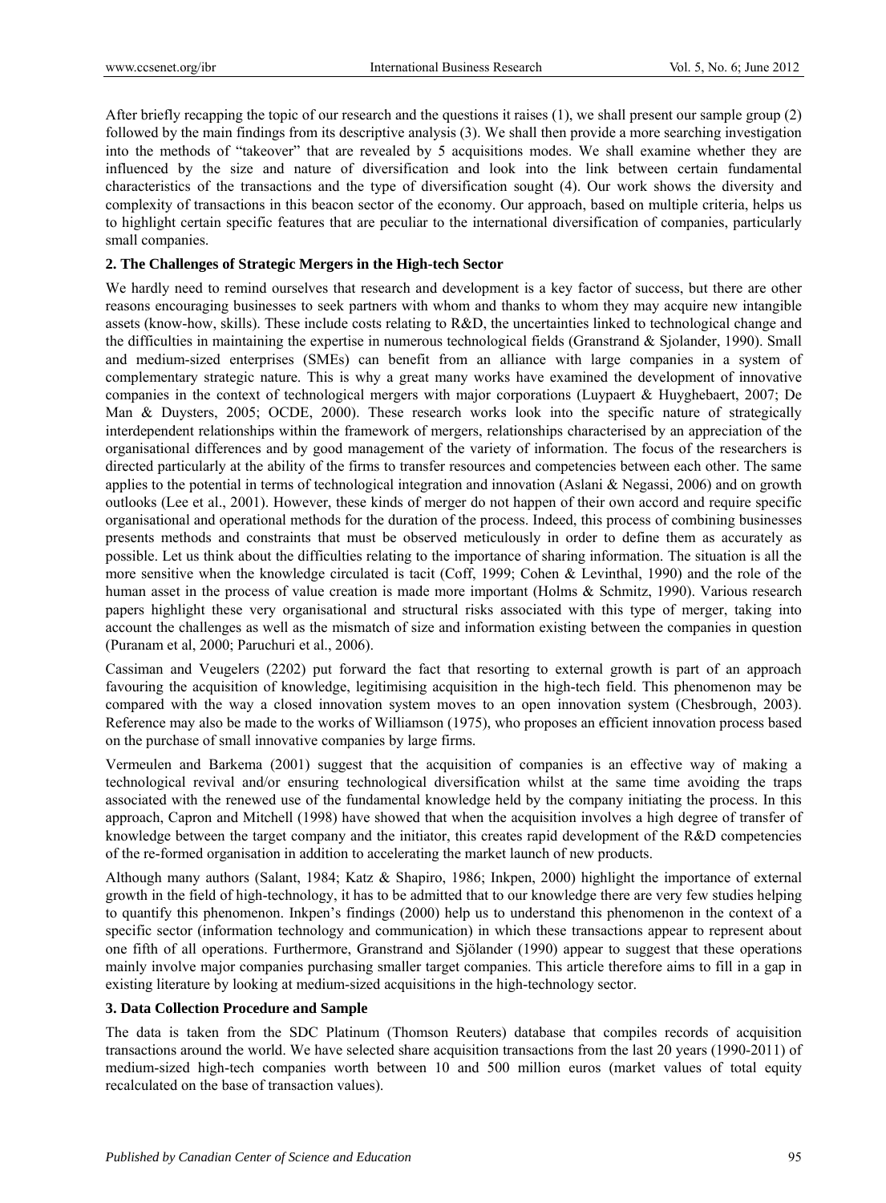After briefly recapping the topic of our research and the questions it raises (1), we shall present our sample group (2) followed by the main findings from its descriptive analysis (3). We shall then provide a more searching investigation into the methods of "takeover" that are revealed by 5 acquisitions modes. We shall examine whether they are influenced by the size and nature of diversification and look into the link between certain fundamental characteristics of the transactions and the type of diversification sought (4). Our work shows the diversity and complexity of transactions in this beacon sector of the economy. Our approach, based on multiple criteria, helps us to highlight certain specific features that are peculiar to the international diversification of companies, particularly small companies.

## 2. The Challenges of Strategic Mergers in the High-tech Sector

We hardly need to remind ourselves that research and development is a key factor of success, but there are other reasons encouraging businesses to seek partners with whom and thanks to whom they may acquire new intangible assets (know-how, skills). These include costs relating to R&D, the uncertainties linked to technological change and the difficulties in maintaining the expertise in numerous technological fields (Granstrand & Sjolander, 1990). Small and medium-sized enterprises (SMEs) can benefit from an alliance with large companies in a system of complementary strategic nature. This is why a great many works have examined the development of innovative companies in the context of technological mergers with major corporations (Luypaert & Huyghebaert, 2007; De Man & Duysters, 2005; OCDE, 2000). These research works look into the specific nature of strategically interdependent relationships within the framework of mergers, relationships characterised by an appreciation of the organisational differences and by good management of the variety of information. The focus of the researchers is directed particularly at the ability of the firms to transfer resources and competencies between each other. The same applies to the potential in terms of technological integration and innovation (Aslani & Negassi, 2006) and on growth outlooks (Lee et al., 2001). However, these kinds of merger do not happen of their own accord and require specific organisational and operational methods for the duration of the process. Indeed, this process of combining businesses presents methods and constraints that must be observed meticulously in order to define them as accurately as possible. Let us think about the difficulties relating to the importance of sharing information. The situation is all the more sensitive when the knowledge circulated is tacit (Coff, 1999; Cohen & Levinthal, 1990) and the role of the human asset in the process of value creation is made more important (Holms & Schmitz, 1990). Various research papers highlight these very organisational and structural risks associated with this type of merger, taking into account the challenges as well as the mismatch of size and information existing between the companies in question (Puranam et al, 2000; Paruchuri et al., 2006).

Cassiman and Veugelers (2202) put forward the fact that resorting to external growth is part of an approach favouring the acquisition of knowledge, legitimising acquisition in the high-tech field. This phenomenon may be compared with the way a closed innovation system moves to an open innovation system (Chesbrough, 2003). Reference may also be made to the works of Williamson (1975), who proposes an efficient innovation process based on the purchase of small innovative companies by large firms.

Vermeulen and Barkema (2001) suggest that the acquisition of companies is an effective way of making a technological revival and/or ensuring technological diversification whilst at the same time avoiding the traps associated with the renewed use of the fundamental knowledge held by the company initiating the process. In this approach, Capron and Mitchell (1998) have showed that when the acquisition involves a high degree of transfer of knowledge between the target company and the initiator, this creates rapid development of the R&D competencies of the re-formed organisation in addition to accelerating the market launch of new products.

Although many authors (Salant, 1984; Katz & Shapiro, 1986; Inkpen, 2000) highlight the importance of external growth in the field of high-technology, it has to be admitted that to our knowledge there are very few studies helping to quantify this phenomenon. Inkpen's findings (2000) help us to understand this phenomenon in the context of a specific sector (information technology and communication) in which these transactions appear to represent about one fifth of all operations. Furthermore, Granstrand and Sjölander (1990) appear to suggest that these operations mainly involve major companies purchasing smaller target companies. This article therefore aims to fill in a gap in existing literature by looking at medium-sized acquisitions in the high-technology sector.

## 3. Data Collection Procedure and Sample

The data is taken from the SDC Platinum (Thomson Reuters) database that compiles records of acquisition transactions around the world. We have selected share acquisition transactions from the last 20 years (1990-2011) of medium-sized high-tech companies worth between 10 and 500 million euros (market values of total equity recalculated on the base of transaction values).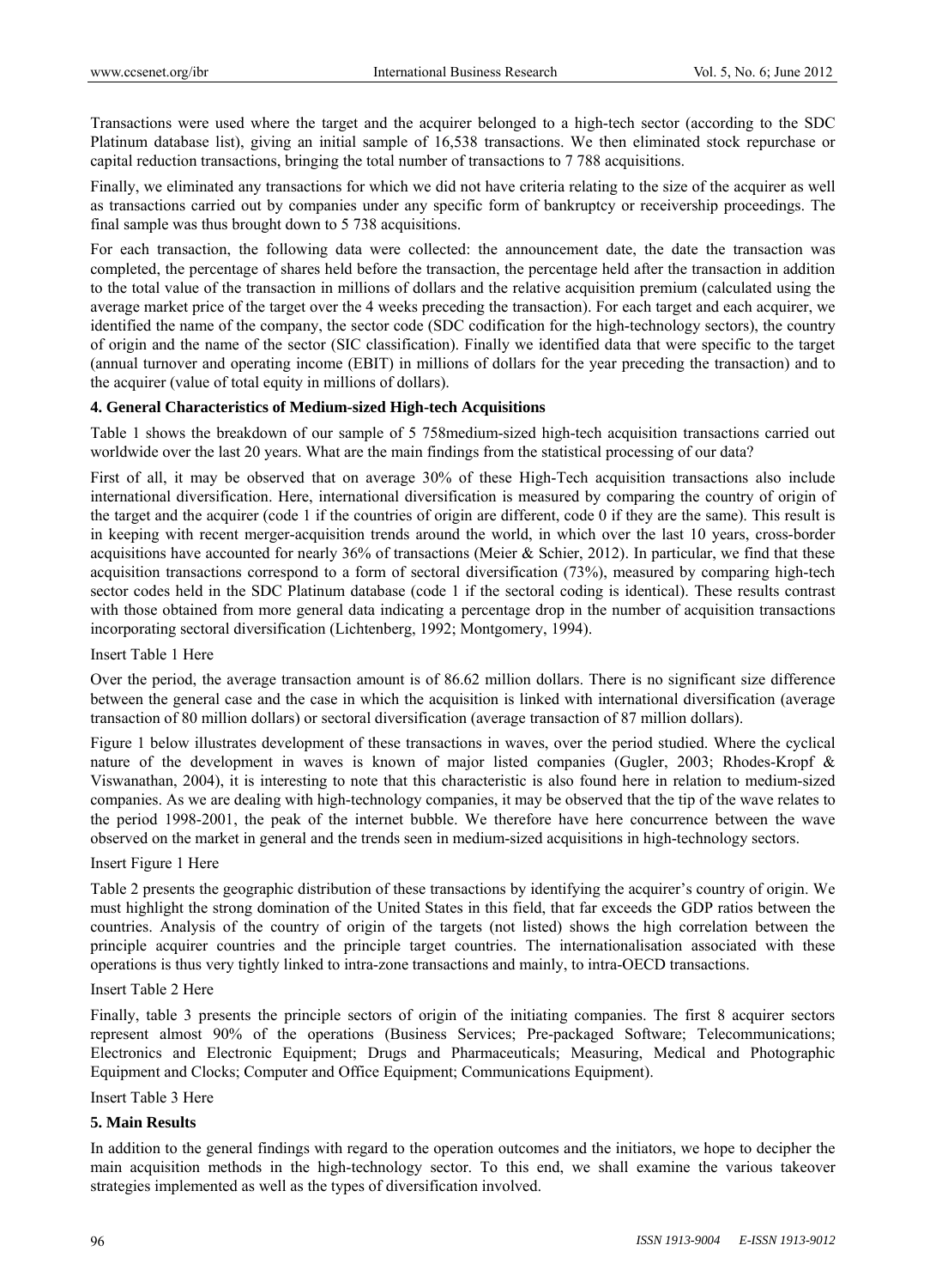Transactions were used where the target and the acquirer belonged to a high-tech sector (according to the SDC Platinum database list), giving an initial sample of 16,538 transactions. We then eliminated stock repurchase or capital reduction transactions, bringing the total number of transactions to 7 788 acquisitions.

Finally, we eliminated any transactions for which we did not have criteria relating to the size of the acquirer as well as transactions carried out by companies under any specific form of bankruptcy or receivership proceedings. The final sample was thus brought down to 5 738 acquisitions.

For each transaction, the following data were collected: the announcement date, the date the transaction was completed, the percentage of shares held before the transaction, the percentage held after the transaction in addition to the total value of the transaction in millions of dollars and the relative acquisition premium (calculated using the average market price of the target over the 4 weeks preceding the transaction). For each target and each acquirer, we identified the name of the company, the sector code (SDC codification for the high-technology sectors), the country of origin and the name of the sector (SIC classification). Finally we identified data that were specific to the target (annual turnover and operating income (EBIT) in millions of dollars for the year preceding the transaction) and to the acquirer (value of total equity in millions of dollars).

## 4. General Characteristics of Medium-sized High-tech Acquisitions

Table 1 shows the breakdown of our sample of 5 758medium-sized high-tech acquisition transactions carried out worldwide over the last 20 years. What are the main findings from the statistical processing of our data?

First of all, it may be observed that on average 30% of these High-Tech acquisition transactions also include international diversification. Here, international diversification is measured by comparing the country of origin of the target and the acquirer (code 1 if the countries of origin are different, code 0 if they are the same). This result is in keeping with recent merger-acquisition trends around the world, in which over the last 10 years, cross-border acquisitions have accounted for nearly 36% of transactions (Meier & Schier, 2012). In particular, we find that these acquisition transactions correspond to a form of sectoral diversification (73%), measured by comparing high-tech sector codes held in the SDC Platinum database (code 1 if the sectoral coding is identical). These results contrast with those obtained from more general data indicating a percentage drop in the number of acquisition transactions incorporating sectoral diversification (Lichtenberg, 1992; Montgomery, 1994).

Insert Table 1 Here

Over the period, the average transaction amount is of 86.62 million dollars. There is no significant size difference between the general case and the case in which the acquisition is linked with international diversification (average transaction of 80 million dollars) or sectoral diversification (average transaction of 87 million dollars).

Figure 1 below illustrates development of these transactions in waves, over the period studied. Where the cyclical nature of the development in waves is known of major listed companies (Gugler, 2003; Rhodes-Kropf & Viswanathan, 2004), it is interesting to note that this characteristic is also found here in relation to medium-sized companies. As we are dealing with high-technology companies, it may be observed that the tip of the wave relates to the period 1998-2001, the peak of the internet bubble. We therefore have here concurrence between the wave observed on the market in general and the trends seen in medium-sized acquisitions in high-technology sectors.

Insert Figure 1 Here

Table 2 presents the geographic distribution of these transactions by identifying the acquirer's country of origin. We must highlight the strong domination of the United States in this field, that far exceeds the GDP ratios between the countries. Analysis of the country of origin of the targets (not listed) shows the high correlation between the principle acquirer countries and the principle target countries. The internationalisation associated with these operations is thus very tightly linked to intra-zone transactions and mainly, to intra-OECD transactions.

Insert Table 2 Here

Finally, table 3 presents the principle sectors of origin of the initiating companies. The first 8 acquirer sectors represent almost 90% of the operations (Business Services; Pre-packaged Software; Telecommunications; Electronics and Electronic Equipment; Drugs and Pharmaceuticals; Measuring, Medical and Photographic Equipment and Clocks; Computer and Office Equipment; Communications Equipment).

Insert Table 3 Here

## 5. Main Results

In addition to the general findings with regard to the operation outcomes and the initiators, we hope to decipher the main acquisition methods in the high-technology sector. To this end, we shall examine the various takeover strategies implemented as well as the types of diversification involved.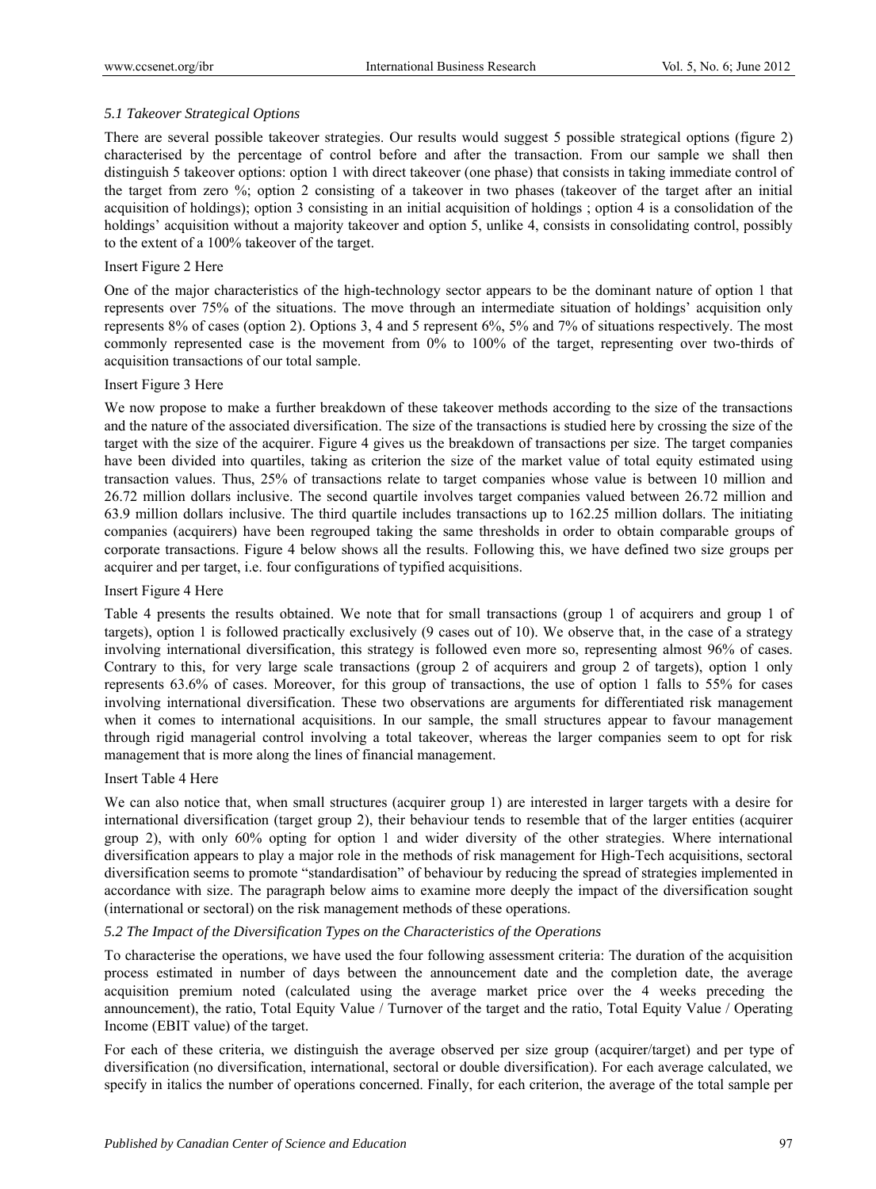### *5.1 Takeover Strategical Options*

There are several possible takeover strategies. Our results would suggest 5 possible strategical options (figure 2) characterised by the percentage of control before and after the transaction. From our sample we shall then distinguish 5 takeover options: option 1 with direct takeover (one phase) that consists in taking immediate control of the target from zero %; option 2 consisting of a takeover in two phases (takeover of the target after an initial acquisition of holdings); option 3 consisting in an initial acquisition of holdings ; option 4 is a consolidation of the holdings' acquisition without a majority takeover and option 5, unlike 4, consists in consolidating control, possibly to the extent of a 100% takeover of the target.

Insert Figure 2 Here

One of the major characteristics of the high-technology sector appears to be the dominant nature of option 1 that represents over 75% of the situations. The move through an intermediate situation of holdings' acquisition only represents 8% of cases (option 2). Options 3, 4 and 5 represent 6%, 5% and 7% of situations respectively. The most commonly represented case is the movement from 0% to 100% of the target, representing over two-thirds of acquisition transactions of our total sample.

Insert Figure 3 Here

We now propose to make a further breakdown of these takeover methods according to the size of the transactions and the nature of the associated diversification. The size of the transactions is studied here by crossing the size of the target with the size of the acquirer. Figure 4 gives us the breakdown of transactions per size. The target companies have been divided into quartiles, taking as criterion the size of the market value of total equity estimated using transaction values. Thus, 25% of transactions relate to target companies whose value is between 10 million and 26.72 million dollars inclusive. The second quartile involves target companies valued between 26.72 million and 63.9 million dollars inclusive. The third quartile includes transactions up to 162.25 million dollars. The initiating companies (acquirers) have been regrouped taking the same thresholds in order to obtain comparable groups of corporate transactions. Figure 4 below shows all the results. Following this, we have defined two size groups per acquirer and per target, i.e. four configurations of typified acquisitions.

Insert Figure 4 Here

Table 4 presents the results obtained. We note that for small transactions (group 1 of acquirers and group 1 of targets), option 1 is followed practically exclusively (9 cases out of 10). We observe that, in the case of a strategy involving international diversification, this strategy is followed even more so, representing almost 96% of cases. Contrary to this, for very large scale transactions (group 2 of acquirers and group 2 of targets), option 1 only represents 63.6% of cases. Moreover, for this group of transactions, the use of option 1 falls to 55% for cases involving international diversification. These two observations are arguments for differentiated risk management when it comes to international acquisitions. In our sample, the small structures appear to favour management through rigid managerial control involving a total takeover, whereas the larger companies seem to opt for risk management that is more along the lines of financial management.

Insert Table 4 Here

We can also notice that, when small structures (acquirer group 1) are interested in larger targets with a desire for international diversification (target group 2), their behaviour tends to resemble that of the larger entities (acquirer group 2), with only 60% opting for option 1 and wider diversity of the other strategies. Where international diversification appears to play a major role in the methods of risk management for High-Tech acquisitions, sectoral diversification seems to promote "standardisation" of behaviour by reducing the spread of strategies implemented in accordance with size. The paragraph below aims to examine more deeply the impact of the diversification sought (international or sectoral) on the risk management methods of these operations.

### *5.2 The Impact of the Diversification Types on the Characteristics of the Operations*

To characterise the operations, we have used the four following assessment criteria: The duration of the acquisition process estimated in number of days between the announcement date and the completion date, the average acquisition premium noted (calculated using the average market price over the 4 weeks preceding the announcement), the ratio, Total Equity Value / Turnover of the target and the ratio, Total Equity Value / Operating Income (EBIT value) of the target.

For each of these criteria, we distinguish the average observed per size group (acquirer/target) and per type of diversification (no diversification, international, sectoral or double diversification). For each average calculated, we specify in italics the number of operations concerned. Finally, for each criterion, the average of the total sample per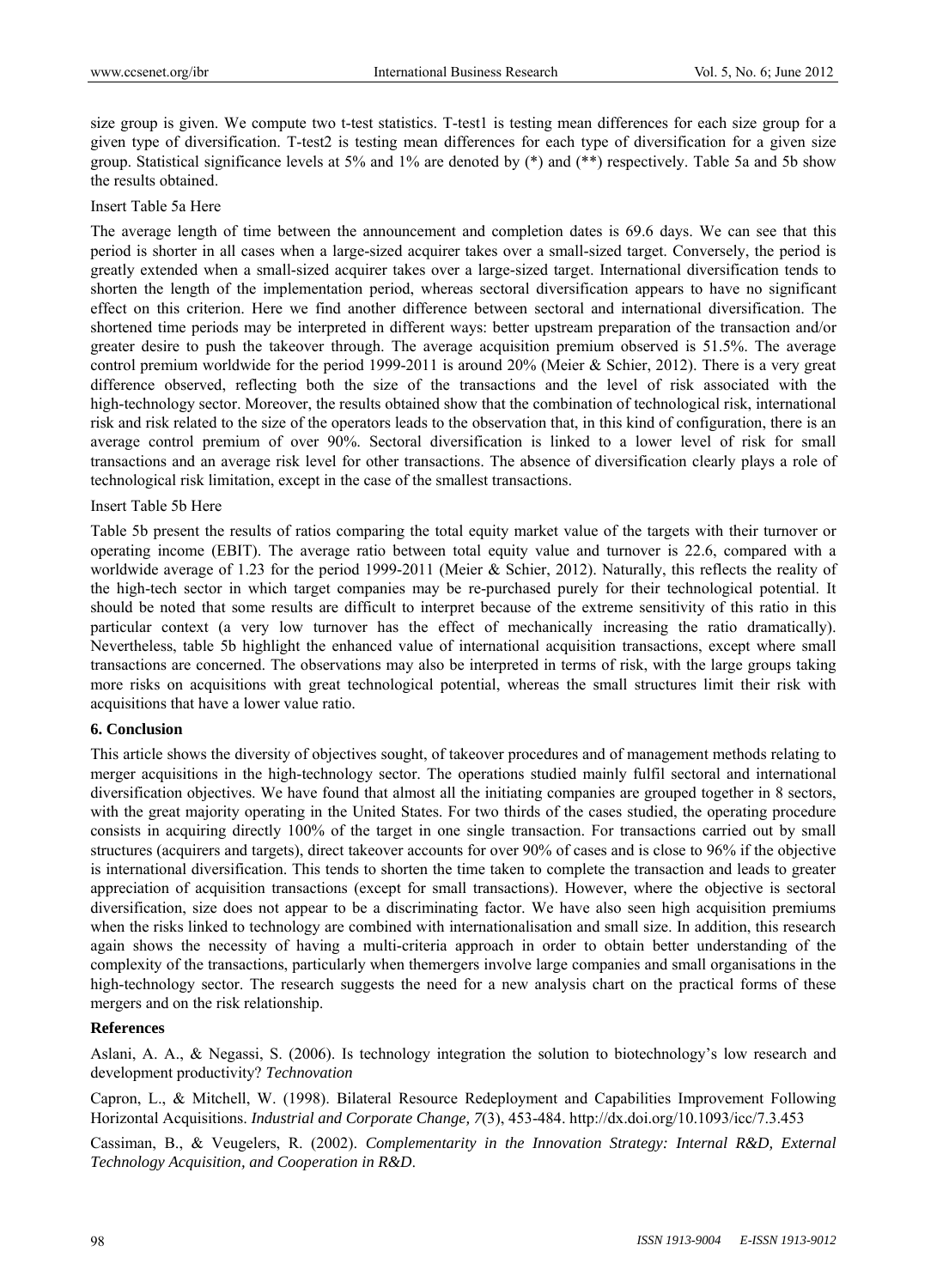size group is given. We compute two t-test statistics. T-test1 is testing mean differences for each size group for a given type of diversification. T-test2 is testing mean differences for each type of diversification for a given size group. Statistical significance levels at 5% and 1% are denoted by (*) and (**) respectively. Table 5a and 5b show the results obtained.

Insert Table 5a Here

The average length of time between the announcement and completion dates is 69.6 days. We can see that this period is shorter in all cases when a large-sized acquirer takes over a small-sized target. Conversely, the period is greatly extended when a small-sized acquirer takes over a large-sized target. International diversification tends to shorten the length of the implementation period, whereas sectoral diversification appears to have no significant effect on this criterion. Here we find another difference between sectoral and international diversification. The shortened time periods may be interpreted in different ways: better upstream preparation of the transaction and/or greater desire to push the takeover through. The average acquisition premium observed is 51.5%. The average control premium worldwide for the period 1999-2011 is around 20% (Meier & Schier, 2012). There is a very great difference observed, reflecting both the size of the transactions and the level of risk associated with the high-technology sector. Moreover, the results obtained show that the combination of technological risk, international risk and risk related to the size of the operators leads to the observation that, in this kind of configuration, there is an average control premium of over 90%. Sectoral diversification is linked to a lower level of risk for small transactions and an average risk level for other transactions. The absence of diversification clearly plays a role of technological risk limitation, except in the case of the smallest transactions.

Insert Table 5b Here

Table 5b present the results of ratios comparing the total equity market value of the targets with their turnover or operating income (EBIT). The average ratio between total equity value and turnover is 22.6, compared with a worldwide average of 1.23 for the period 1999-2011 (Meier & Schier, 2012). Naturally, this reflects the reality of the high-tech sector in which target companies may be re-purchased purely for their technological potential. It should be noted that some results are difficult to interpret because of the extreme sensitivity of this ratio in this particular context (a very low turnover has the effect of mechanically increasing the ratio dramatically). Nevertheless, table 5b highlight the enhanced value of international acquisition transactions, except where small transactions are concerned. The observations may also be interpreted in terms of risk, with the large groups taking more risks on acquisitions with great technological potential, whereas the small structures limit their risk with acquisitions that have a lower value ratio.

## 6. Conclusion

This article shows the diversity of objectives sought, of takeover procedures and of management methods relating to merger acquisitions in the high-technology sector. The operations studied mainly fulfil sectoral and international diversification objectives. We have found that almost all the initiating companies are grouped together in 8 sectors, with the great majority operating in the United States. For two thirds of the cases studied, the operating procedure consists in acquiring directly 100% of the target in one single transaction. For transactions carried out by small structures (acquirers and targets), direct takeover accounts for over 90% of cases and is close to 96% if the objective is international diversification. This tends to shorten the time taken to complete the transaction and leads to greater appreciation of acquisition transactions (except for small transactions). However, where the objective is sectoral diversification, size does not appear to be a discriminating factor. We have also seen high acquisition premiums when the risks linked to technology are combined with internationalisation and small size. In addition, this research again shows the necessity of having a multi-criteria approach in order to obtain better understanding of the complexity of the transactions, particularly when themergers involve large companies and small organisations in the high-technology sector. The research suggests the need for a new analysis chart on the practical forms of these mergers and on the risk relationship.

## References

Aslani, A. A., & Negassi, S. (2006). Is technology integration the solution to biotechnology's low research and development productivity? *Technovation*

Capron, L., & Mitchell, W. (1998). Bilateral Resource Redeployment and Capabilities Improvement Following Horizontal Acquisitions. *Industrial and Corporate Change, 7*(3), 453-484. http://dx.doi.org/10.1093/icc/7.3.453

Cassiman, B., & Veugelers, R. (2002). *Complementarity in the Innovation Strategy: Internal R&D, External Technology Acquisition, and Cooperation in R&D.*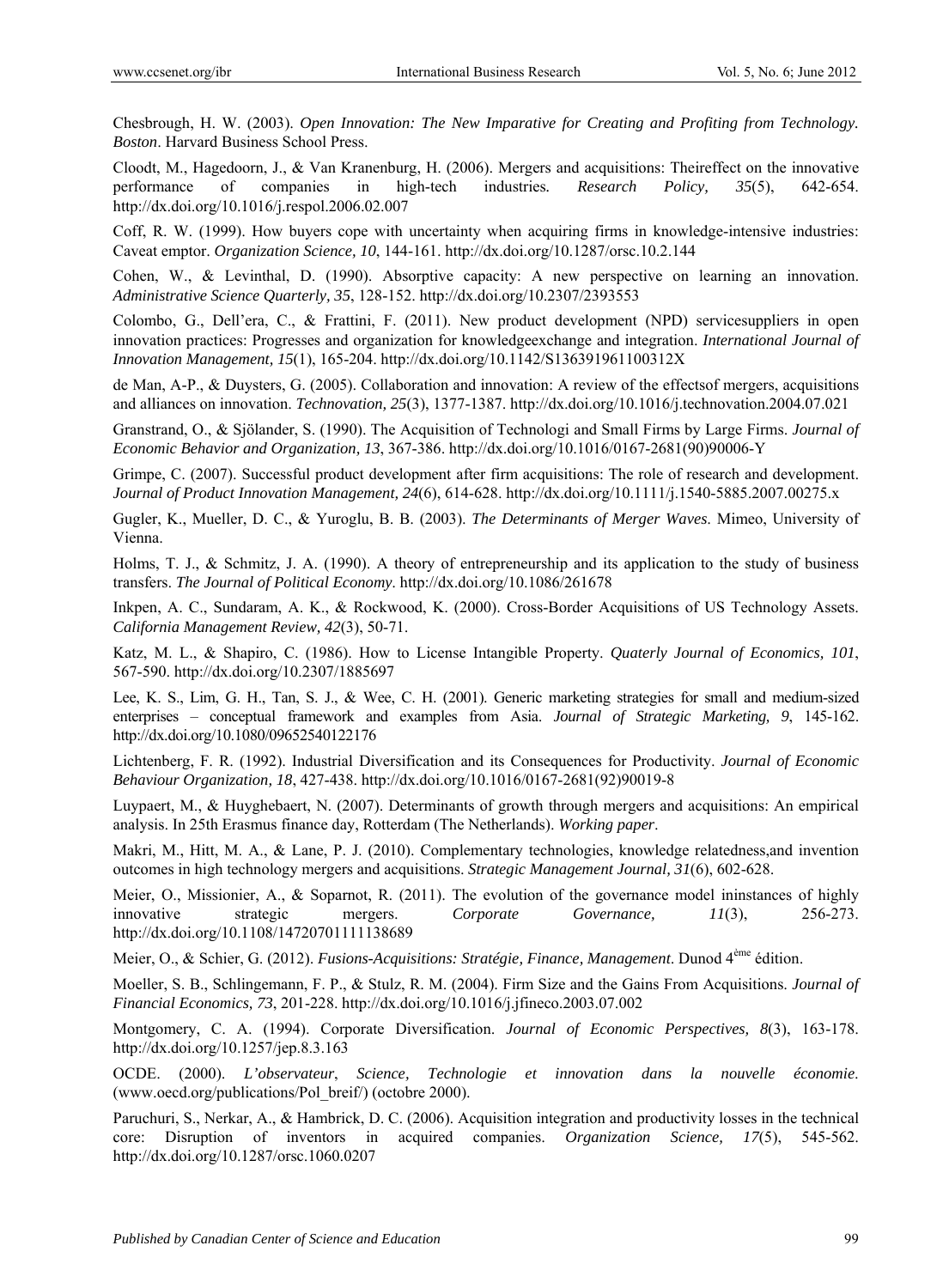Chesbrough, H. W. (2003). *Open Innovation: The New Imparative for Creating and Profiting from Technology. Boston*. Harvard Business School Press.

Cloodt, M., Hagedoorn, J., & Van Kranenburg, H. (2006). Mergers and acquisitions: Theireffect on the innovative performance of companies in high-tech industries. *Research Policy, 35*(5), 642-654. http://dx.doi.org/10.1016/j.respol.2006.02.007

Coff, R. W. (1999). How buyers cope with uncertainty when acquiring firms in knowledge-intensive industries: Caveat emptor. *Organization Science, 10*, 144-161. http://dx.doi.org/10.1287/orsc.10.2.144

Cohen, W., & Levinthal, D. (1990). Absorptive capacity: A new perspective on learning an innovation. *Administrative Science Quarterly, 35*, 128-152. http://dx.doi.org/10.2307/2393553

Colombo, G., Dell'era, C., & Frattini, F. (2011). New product development (NPD) servicesuppliers in open innovation practices: Progresses and organization for knowledgeexchange and integration. *International Journal of Innovation Management, 15*(1), 165-204. http://dx.doi.org/10.1142/S136391961100312X

de Man, A-P., & Duysters, G. (2005). Collaboration and innovation: A review of the effectsof mergers, acquisitions and alliances on innovation. *Technovation, 25*(3), 1377-1387. http://dx.doi.org/10.1016/j.technovation.2004.07.021

Granstrand, O., & Sjölander, S. (1990). The Acquisition of Technologi and Small Firms by Large Firms. *Journal of Economic Behavior and Organization, 13*, 367-386. http://dx.doi.org/10.1016/0167-2681(90)90006-Y

Grimpe, C. (2007). Successful product development after firm acquisitions: The role of research and development. *Journal of Product Innovation Management, 24*(6), 614-628. http://dx.doi.org/10.1111/j.1540-5885.2007.00275.x

Gugler, K., Mueller, D. C., & Yuroglu, B. B. (2003). *The Determinants of Merger Waves*. Mimeo, University of Vienna.

Holms, T. J., & Schmitz, J. A. (1990). A theory of entrepreneurship and its application to the study of business transfers. *The Journal of Political Economy*. http://dx.doi.org/10.1086/261678

Inkpen, A. C., Sundaram, A. K., & Rockwood, K. (2000). Cross-Border Acquisitions of US Technology Assets. *California Management Review, 42*(3), 50-71.

Katz, M. L., & Shapiro, C. (1986). How to License Intangible Property. *Quaterly Journal of Economics, 101*, 567-590. http://dx.doi.org/10.2307/1885697

Lee, K. S., Lim, G. H., Tan, S. J., & Wee, C. H. (2001). Generic marketing strategies for small and medium-sized enterprises – conceptual framework and examples from Asia. *Journal of Strategic Marketing, 9*, 145-162. http://dx.doi.org/10.1080/09652540122176

Lichtenberg, F. R. (1992). Industrial Diversification and its Consequences for Productivity. *Journal of Economic Behaviour Organization, 18*, 427-438. http://dx.doi.org/10.1016/0167-2681(92)90019-8

Luypaert, M., & Huyghebaert, N. (2007). Determinants of growth through mergers and acquisitions: An empirical analysis. In 25th Erasmus finance day, Rotterdam (The Netherlands). *Working paper*.

Makri, M., Hitt, M. A., & Lane, P. J. (2010). Complementary technologies, knowledge relatedness,and invention outcomes in high technology mergers and acquisitions. *Strategic Management Journal, 31*(6), 602-628.

Meier, O., Missionier, A., & Soparnot, R. (2011). The evolution of the governance model ininstances of highly innovative strategic mergers. *Corporate Governance, 11*(3), 256-273. http://dx.doi.org/10.1108/14720701111138689

Meier, O., & Schier, G. (2012). *Fusions-Acquisitions: Stratégie, Finance, Management*. Dunod 4ème édition.

Moeller, S. B., Schlingemann, F. P., & Stulz, R. M. (2004). Firm Size and the Gains From Acquisitions. *Journal of Financial Economics, 73*, 201-228. http://dx.doi.org/10.1016/j.jfineco.2003.07.002

Montgomery, C. A. (1994). Corporate Diversification. *Journal of Economic Perspectives, 8*(3), 163-178. http://dx.doi.org/10.1257/jep.8.3.163

OCDE. (2000). *L'observateur*, *Science, Technologie et innovation dans la nouvelle économie*. (www.oecd.org/publications/Pol_breif/) (octobre 2000).

Paruchuri, S., Nerkar, A., & Hambrick, D. C. (2006). Acquisition integration and productivity losses in the technical core: Disruption of inventors in acquired companies. *Organization Science, 17*(5), 545-562. http://dx.doi.org/10.1287/orsc.1060.0207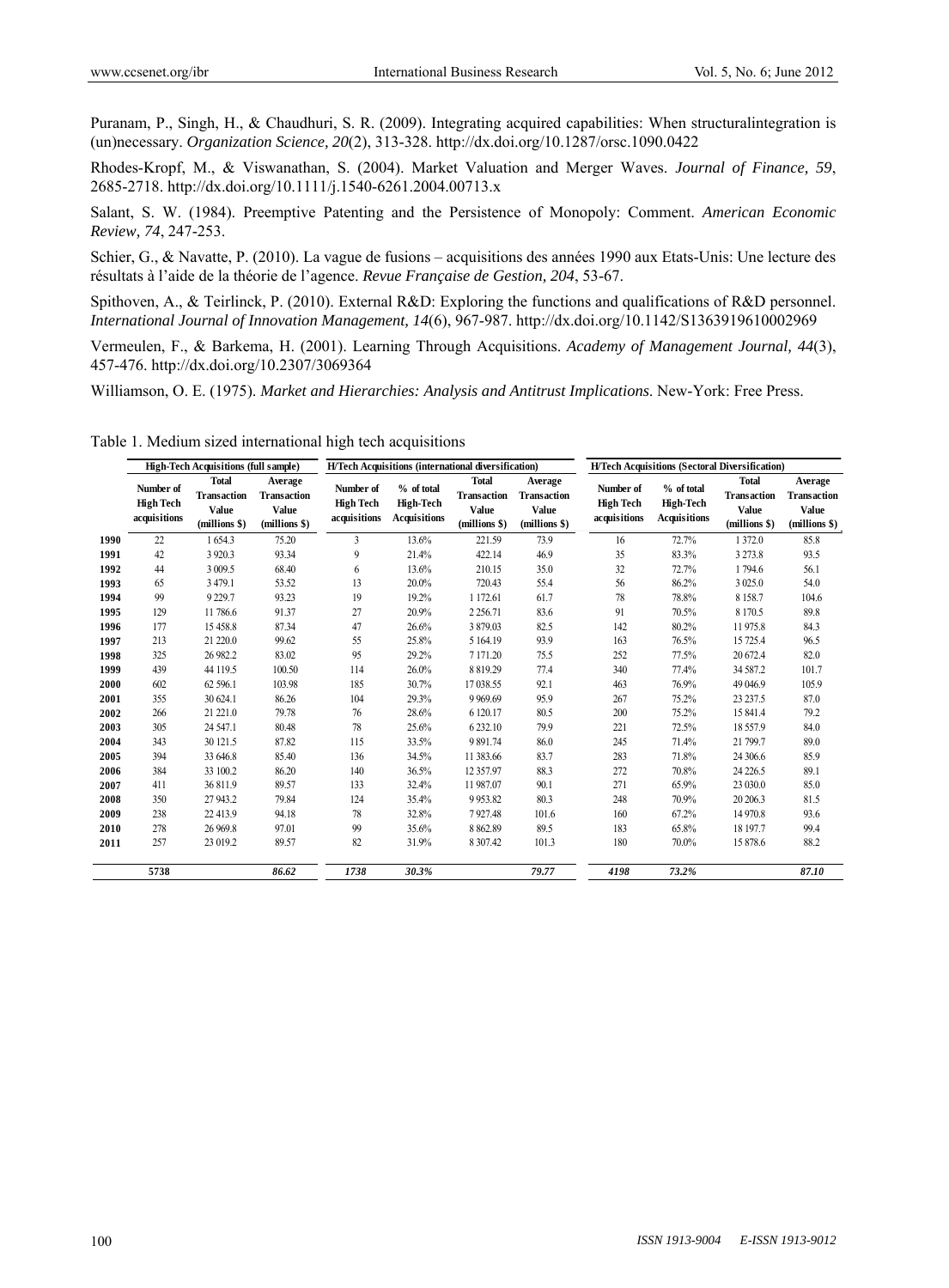Puranam, P., Singh, H., & Chaudhuri, S. R. (2009). Integrating acquired capabilities: When structuralintegration is (un)necessary. *Organization Science, 20*(2), 313-328. http://dx.doi.org/10.1287/orsc.1090.0422

Rhodes-Kropf, M., & Viswanathan, S. (2004). Market Valuation and Merger Waves. *Journal of Finance, 59*, 2685-2718. http://dx.doi.org/10.1111/j.1540-6261.2004.00713.x

Salant, S. W. (1984). Preemptive Patenting and the Persistence of Monopoly: Comment. *American Economic Review, 74*, 247-253.

Schier, G., & Navatte, P. (2010). La vague de fusions – acquisitions des années 1990 aux Etats-Unis: Une lecture des résultats à l'aide de la théorie de l'agence. *Revue Française de Gestion, 204*, 53-67.

Spithoven, A., & Teirlinck, P. (2010). External R&D: Exploring the functions and qualifications of R&D personnel. *International Journal of Innovation Management, 14*(6), 967-987. http://dx.doi.org/10.1142/S1363919610002969

Vermeulen, F., & Barkema, H. (2001). Learning Through Acquisitions. *Academy of Management Journal, 44*(3), 457-476. http://dx.doi.org/10.2307/3069364

Williamson, O. E. (1975). *Market and Hierarchies: Analysis and Antitrust Implications*. New-York: Free Press.

Table 1. Medium sized international high tech acquisitions

| | High-Tech Acquisitions (full sample) | | | H/Tech Acquisitions (international diversification) | | | | H/Tech Acquisitions (Sectoral Diversification) | | | |
|---|---|---|---|---|---|---|---|---|---|---|---|
| | Number of High Tech acquisitions | Total Transaction Value (millions $) | Average Transaction Value (millions $) | Number of High Tech acquisitions | % of total High-Tech Acquisitions | Total Transaction Value (millions $) | Average Transaction Value (millions $) | Number of High Tech acquisitions | % of total High-Tech Acquisitions | Total Transaction Value (millions $) | Average Transaction Value (millions $) |
| **1990** | 22 | 1 654.3 | 75.20 | 3 | 13.6% | 221.59 | 73.9 | 16 | 72.7% | 1 372.0 | 85.8 |
| **1991** | 42 | 3 920.3 | 93.34 | 9 | 21.4% | 422.14 | 46.9 | 35 | 83.3% | 3 273.8 | 93.5 |
| **1992** | 44 | 3 009.5 | 68.40 | 6 | 13.6% | 210.15 | 35.0 | 32 | 72.7% | 1 794.6 | 56.1 |
| **1993** | 65 | 3 479.1 | 53.52 | 13 | 20.0% | 720.43 | 55.4 | 56 | 86.2% | 3 025.0 | 54.0 |
| **1994** | 99 | 9 229.7 | 93.23 | 19 | 19.2% | 1 172.61 | 61.7 | 78 | 78.8% | 8 158.7 | 104.6 |
| **1995** | 129 | 11 786.6 | 91.37 | 27 | 20.9% | 2 256.71 | 83.6 | 91 | 70.5% | 8 170.5 | 89.8 |
| **1996** | 177 | 15 458.8 | 87.34 | 47 | 26.6% | 3 879.03 | 82.5 | 142 | 80.2% | 11 975.8 | 84.3 |
| **1997** | 213 | 21 220.0 | 99.62 | 55 | 25.8% | 5 164.19 | 93.9 | 163 | 76.5% | 15 725.4 | 96.5 |
| **1998** | 325 | 26 982.2 | 83.02 | 95 | 29.2% | 7 171.20 | 75.5 | 252 | 77.5% | 20 672.4 | 82.0 |
| **1999** | 439 | 44 119.5 | 100.50 | 114 | 26.0% | 8 819.29 | 77.4 | 340 | 77.4% | 34 587.2 | 101.7 |
| **2000** | 602 | 62 596.1 | 103.98 | 185 | 30.7% | 17 038.55 | 92.1 | 463 | 76.9% | 49 046.9 | 105.9 |
| **2001** | 355 | 30 624.1 | 86.26 | 104 | 29.3% | 9 969.69 | 95.9 | 267 | 75.2% | 23 237.5 | 87.0 |
| **2002** | 266 | 21 221.0 | 79.78 | 76 | 28.6% | 6 120.17 | 80.5 | 200 | 75.2% | 15 841.4 | 79.2 |
| **2003** | 305 | 24 547.1 | 80.48 | 78 | 25.6% | 6 232.10 | 79.9 | 221 | 72.5% | 18 557.9 | 84.0 |
| **2004** | 343 | 30 121.5 | 87.82 | 115 | 33.5% | 9 891.74 | 86.0 | 245 | 71.4% | 21 799.7 | 89.0 |
| **2005** | 394 | 33 646.8 | 85.40 | 136 | 34.5% | 11 383.66 | 83.7 | 283 | 71.8% | 24 306.6 | 85.9 |
| **2006** | 384 | 33 100.2 | 86.20 | 140 | 36.5% | 12 357.97 | 88.3 | 272 | 70.8% | 24 226.5 | 89.1 |
| **2007** | 411 | 36 811.9 | 89.57 | 133 | 32.4% | 11 987.07 | 90.1 | 271 | 65.9% | 23 030.0 | 85.0 |
| **2008** | 350 | 27 943.2 | 79.84 | 124 | 35.4% | 9 953.82 | 80.3 | 248 | 70.9% | 20 206.3 | 81.5 |
| **2009** | 238 | 22 413.9 | 94.18 | 78 | 32.8% | 7 927.48 | 101.6 | 160 | 67.2% | 14 970.8 | 93.6 |
| **2010** | 278 | 26 969.8 | 97.01 | 99 | 35.6% | 8 862.89 | 89.5 | 183 | 65.8% | 18 197.7 | 99.4 |
| **2011** | 257 | 23 019.2 | 89.57 | 82 | 31.9% | 8 307.42 | 101.3 | 180 | 70.0% | 15 878.6 | 88.2 |
| | **5738** | | ***86.62*** | ***1738*** | ***30.3%*** | | ***79.77*** | ***4198*** | ***73.2%*** | | ***87.10*** |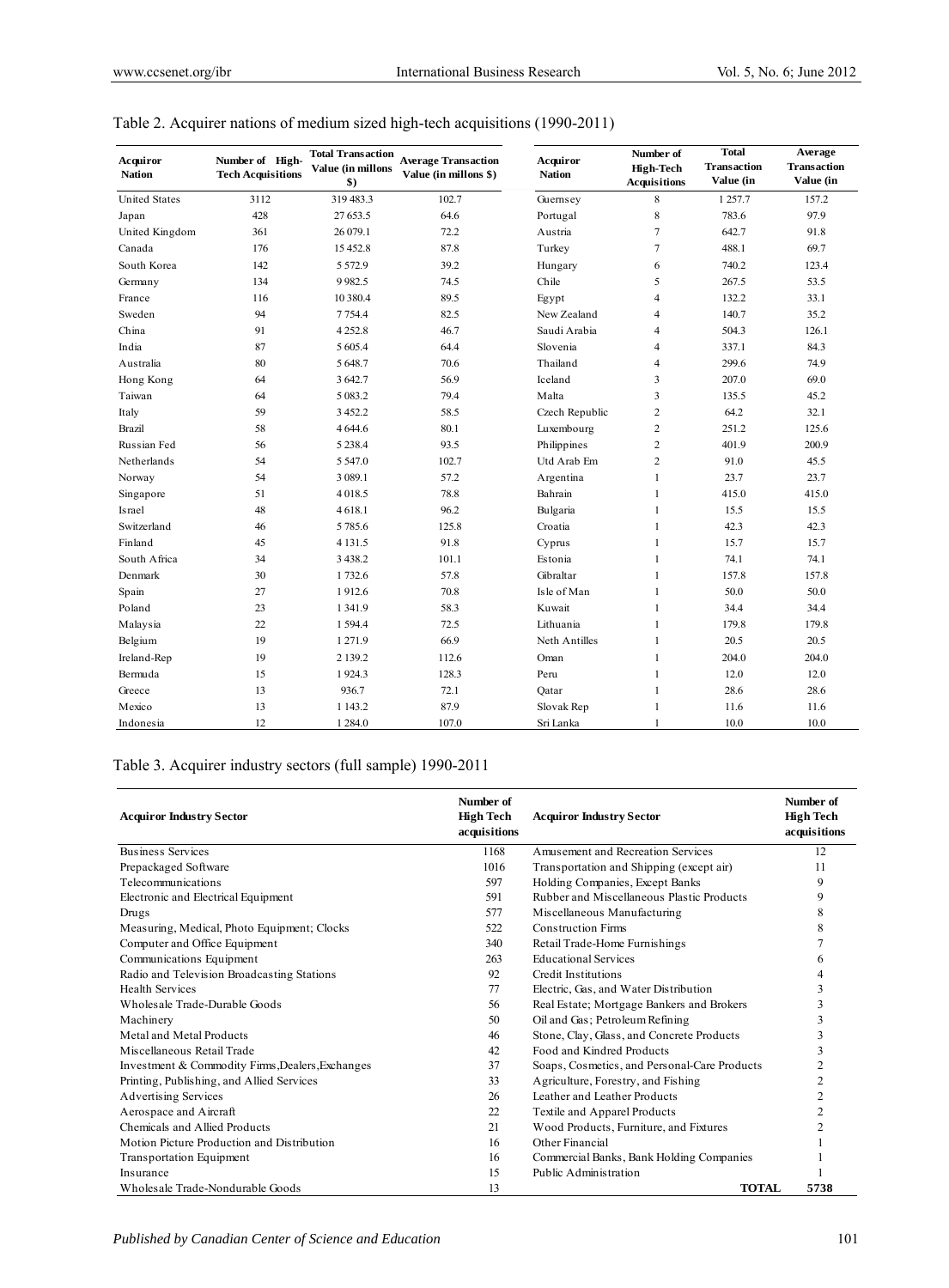Table 2. Acquirer nations of medium sized high-tech acquisitions (1990-2011)

| Acquiror Nation | Number of High-Tech Acquisitions | Total Transaction Value (in millons $) | Average Transaction Value (in millons $) | Acquiror Nation | Number of High-Tech Acquisitions | Total Transaction Value (in | Average Transaction Value (in |
|---|---|---|---|---|---|---|---|
| United States | 3112 | 319 483.3 | 102.7 | Guernsey | 8 | 1 257.7 | 157.2 |
| Japan | 428 | 27 653.5 | 64.6 | Portugal | 8 | 783.6 | 97.9 |
| United Kingdom | 361 | 26 079.1 | 72.2 | Austria | 7 | 642.7 | 91.8 |
| Canada | 176 | 15 452.8 | 87.8 | Turkey | 7 | 488.1 | 69.7 |
| South Korea | 142 | 5 572.9 | 39.2 | Hungary | 6 | 740.2 | 123.4 |
| Germany | 134 | 9 982.5 | 74.5 | Chile | 5 | 267.5 | 53.5 |
| France | 116 | 10 380.4 | 89.5 | Egypt | 4 | 132.2 | 33.1 |
| Sweden | 94 | 7 754.4 | 82.5 | New Zealand | 4 | 140.7 | 35.2 |
| China | 91 | 4 252.8 | 46.7 | Saudi Arabia | 4 | 504.3 | 126.1 |
| India | 87 | 5 605.4 | 64.4 | Slovenia | 4 | 337.1 | 84.3 |
| Australia | 80 | 5 648.7 | 70.6 | Thailand | 4 | 299.6 | 74.9 |
| Hong Kong | 64 | 3 642.7 | 56.9 | Iceland | 3 | 207.0 | 69.0 |
| Taiwan | 64 | 5 083.2 | 79.4 | Malta | 3 | 135.5 | 45.2 |
| Italy | 59 | 3 452.2 | 58.5 | Czech Republic | 2 | 64.2 | 32.1 |
| Brazil | 58 | 4 644.6 | 80.1 | Luxembourg | 2 | 251.2 | 125.6 |
| Russian Fed | 56 | 5 238.4 | 93.5 | Philippines | 2 | 401.9 | 200.9 |
| Netherlands | 54 | 5 547.0 | 102.7 | Utd Arab Em | 2 | 91.0 | 45.5 |
| Norway | 54 | 3 089.1 | 57.2 | Argentina | 1 | 23.7 | 23.7 |
| Singapore | 51 | 4 018.5 | 78.8 | Bahrain | 1 | 415.0 | 415.0 |
| Israel | 48 | 4 618.1 | 96.2 | Bulgaria | 1 | 15.5 | 15.5 |
| Switzerland | 46 | 5 785.6 | 125.8 | Croatia | 1 | 42.3 | 42.3 |
| Finland | 45 | 4 131.5 | 91.8 | Cyprus | 1 | 15.7 | 15.7 |
| South Africa | 34 | 3 438.2 | 101.1 | Estonia | 1 | 74.1 | 74.1 |
| Denmark | 30 | 1 732.6 | 57.8 | Gibraltar | 1 | 157.8 | 157.8 |
| Spain | 27 | 1 912.6 | 70.8 | Isle of Man | 1 | 50.0 | 50.0 |
| Poland | 23 | 1 341.9 | 58.3 | Kuwait | 1 | 34.4 | 34.4 |
| Malaysia | 22 | 1 594.4 | 72.5 | Lithuania | 1 | 179.8 | 179.8 |
| Belgium | 19 | 1 271.9 | 66.9 | Neth Antilles | 1 | 20.5 | 20.5 |
| Ireland-Rep | 19 | 2 139.2 | 112.6 | Oman | 1 | 204.0 | 204.0 |
| Bermuda | 15 | 1 924.3 | 128.3 | Peru | 1 | 12.0 | 12.0 |
| Greece | 13 | 936.7 | 72.1 | Qatar | 1 | 28.6 | 28.6 |
| Mexico | 13 | 1 143.2 | 87.9 | Slovak Rep | 1 | 11.6 | 11.6 |
| Indonesia | 12 | 1 284.0 | 107.0 | Sri Lanka | 1 | 10.0 | 10.0 |

Table 3. Acquirer industry sectors (full sample) 1990-2011

| Acquiror Industry Sector | Number of High Tech acquisitions | Acquiror Industry Sector | Number of High Tech acquisitions |
|---|---|---|---|
| Business Services | 1168 | Amusement and Recreation Services | 12 |
| Prepackaged Software | 1016 | Transportation and Shipping (except air) | 11 |
| Telecommunications | 597 | Holding Companies, Except Banks | 9 |
| Electronic and Electrical Equipment | 591 | Rubber and Miscellaneous Plastic Products | 9 |
| Drugs | 577 | Miscellaneous Manufacturing | 8 |
| Measuring, Medical, Photo Equipment; Clocks | 522 | Construction Firms | 8 |
| Computer and Office Equipment | 340 | Retail Trade-Home Furnishings | 7 |
| Communications Equipment | 263 | Educational Services | 6 |
| Radio and Television Broadcasting Stations | 92 | Credit Institutions | 4 |
| Health Services | 77 | Electric, Gas, and Water Distribution | 3 |
| Wholesale Trade-Durable Goods | 56 | Real Estate; Mortgage Bankers and Brokers | 3 |
| Machinery | 50 | Oil and Gas; Petroleum Refining | 3 |
| Metal and Metal Products | 46 | Stone, Clay, Glass, and Concrete Products | 3 |
| Miscellaneous Retail Trade | 42 | Food and Kindred Products | 3 |
| Investment & Commodity Firms,Dealers,Exchanges | 37 | Soaps, Cosmetics, and Personal-Care Products | 2 |
| Printing, Publishing, and Allied Services | 33 | Agriculture, Forestry, and Fishing | 2 |
| Advertising Services | 26 | Leather and Leather Products | 2 |
| Aerospace and Aircraft | 22 | Textile and Apparel Products | 2 |
| Chemicals and Allied Products | 21 | Wood Products, Furniture, and Fixtures | 2 |
| Motion Picture Production and Distribution | 16 | Other Financial | 1 |
| Transportation Equipment | 16 | Commercial Banks, Bank Holding Companies | 1 |
| Insurance | 15 | Public Administration | 1 |
| Wholesale Trade-Nondurable Goods | 13 | **TOTAL** | **5738** |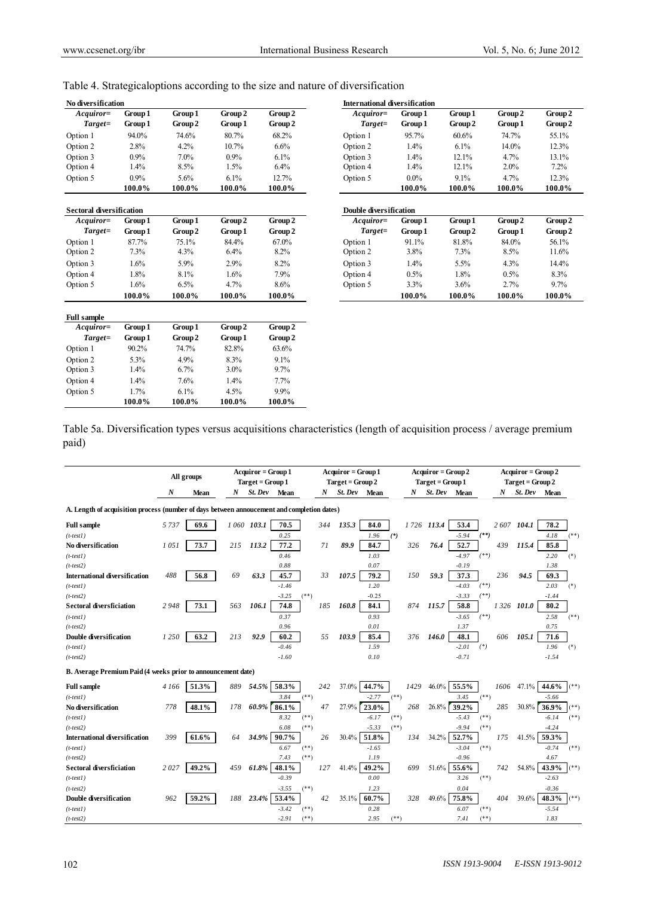## Table 4. Strategicaloptions according to the size and nature of diversification

**No diversification**

| *Acquiror=* | Group 1 | Group 1 | Group 2 | Group 2 |
|---|---|---|---|---|
| *Target=* | Group 1 | Group 2 | Group 1 | Group 2 |
| Option 1 | 94.0% | 74.6% | 80.7% | 68.2% |
| Option 2 | 2.8% | 4.2% | 10.7% | 6.6% |
| Option 3 | 0.9% | 7.0% | 0.9% | 6.1% |
| Option 4 | 1.4% | 8.5% | 1.5% | 6.4% |
| Option 5 | 0.9% | 5.6% | 6.1% | 12.7% |
| | **100.0%** | **100.0%** | **100.0%** | **100.0%** |

**International diversification**

| *Acquiror=* | Group 1 | Group 1 | Group 2 | Group 2 |
|---|---|---|---|---|
| *Target=* | Group 1 | Group 2 | Group 1 | Group 2 |
| Option 1 | 95.7% | 60.6% | 74.7% | 55.1% |
| Option 2 | 1.4% | 6.1% | 14.0% | 12.3% |
| Option 3 | 1.4% | 12.1% | 4.7% | 13.1% |
| Option 4 | 1.4% | 12.1% | 2.0% | 7.2% |
| Option 5 | 0.0% | 9.1% | 4.7% | 12.3% |
| | **100.0%** | **100.0%** | **100.0%** | **100.0%** |

**Sectoral diversification**

| *Acquiror=* | Group 1 | Group 1 | Group 2 | Group 2 |
|---|---|---|---|---|
| *Target=* | Group 1 | Group 2 | Group 1 | Group 2 |
| Option 1 | 87.7% | 75.1% | 84.4% | 67.0% |
| Option 2 | 7.3% | 4.3% | 6.4% | 8.2% |
| Option 3 | 1.6% | 5.9% | 2.9% | 8.2% |
| Option 4 | 1.8% | 8.1% | 1.6% | 7.9% |
| Option 5 | 1.6% | 6.5% | 4.7% | 8.6% |
| | **100.0%** | **100.0%** | **100.0%** | **100.0%** |

**Double diversification**

| *Acquiror=* | Group 1 | Group 1 | Group 2 | Group 2 |
|---|---|---|---|---|
| *Target=* | Group 1 | Group 2 | Group 1 | Group 2 |
| Option 1 | 91.1% | 81.8% | 84.0% | 56.1% |
| Option 2 | 3.8% | 7.3% | 8.5% | 11.6% |
| Option 3 | 1.4% | 5.5% | 4.3% | 14.4% |
| Option 4 | 0.5% | 1.8% | 0.5% | 8.3% |
| Option 5 | 3.3% | 3.6% | 2.7% | 9.7% |
| | **100.0%** | **100.0%** | **100.0%** | **100.0%** |

**Full sample**

| *Acquiror=* | Group 1 | Group 1 | Group 2 | Group 2 |
|---|---|---|---|---|
| *Target=* | Group 1 | Group 2 | Group 1 | Group 2 |
| Option 1 | 90.2% | 74.7% | 82.8% | 63.6% |
| Option 2 | 5.3% | 4.9% | 8.3% | 9.1% |
| Option 3 | 1.4% | 6.7% | 3.0% | 9.7% |
| Option 4 | 1.4% | 7.6% | 1.4% | 7.7% |
| Option 5 | 1.7% | 6.1% | 4.5% | 9.9% |
| | **100.0%** | **100.0%** | **100.0%** | **100.0%** |

## Table 5a. Diversification types versus acquisitions characteristics (length of acquisition process / average premium paid)

| | All groups | | Acquiror = Group 1 Target = Group 1 | | | | Acquiror = Group 1 Target = Group 2 | | | | Acquiror = Group 2 Target = Group 1 | | | | Acquiror = Group 2 Target = Group 2 | | | |
|---|---|---|---|---|---|---|---|---|---|---|---|---|---|---|---|---|---|---|
| | *N* | Mean | *N* | *St. Dev* | Mean | | *N* | *St. Dev* | Mean | | *N* | *St. Dev* | Mean | | *N* | *St. Dev* | Mean | |
| **A. Length of acquisition process (number of days between annoucement and completion dates)** | | | | | | | | | | | | | | | | | | |
| **Full sample** | 5 737 | **69.6** | 1 060 | 103.1 | **70.5** | | 344 | 135.3 | **84.0** | | 1 726 | 113.4 | **53.4** | | 2 607 | 104.1 | **78.2** | |
| *(t-test1)* | | | | | *0.25* | | | | *1.96* | *(\*)* | | | *-5.94* | *(\*\*)* | | | *4.18* | *(\*\*)* |
| **No diversification** | 1 051 | **73.7** | 215 | 113.2 | **77.2** | | 71 | 89.9 | **84.7** | | 326 | 76.4 | **52.7** | | 439 | 115.4 | **85.8** | |
| *(t-test1)* | | | | | *0.46* | | | | *1.03* | | | | *-4.97* | *(\*\*)* | | | *2.20* | *(\*)* |
| *(t-test2)* | | | | | *0.88* | | | | *0.07* | | | | *-0.19* | | | | *1.38* | |
| **International diversification** | 488 | **56.8** | 69 | 63.3 | **45.7** | | 33 | 107.5 | **79.2** | | 150 | 59.3 | **37.3** | | 236 | 94.5 | **69.3** | |
| *(t-test1)* | | | | | *-1.46* | | | | *1.20* | | | | *-4.03* | *(\*\*)* | | | *2.03* | *(\*)* |
| *(t-test2)* | | | | | *-3.25* | *(\*\*)* | | | *-0.25* | | | | *-3.33* | *(\*\*)* | | | *-1.44* | |
| **Sectoral diversficiation** | 2 948 | **73.1** | 563 | 106.1 | **74.8** | | 185 | 160.8 | **84.1** | | 874 | 115.7 | **58.8** | | 1 326 | 101.0 | **80.2** | |
| *(t-test1)* | | | | | *0.37* | | | | *0.93* | | | | *-3.65* | *(\*\*)* | | | *2.58* | *(\*\*)* |
| *(t-test2)* | | | | | *0.96* | | | | *0.01* | | | | *1.37* | | | | *0.75* | |
| **Double diversification** | 1 250 | **63.2** | 213 | 92.9 | **60.2** | | 55 | 103.9 | **85.4** | | 376 | 146.0 | **48.1** | | 606 | 105.1 | **71.6** | |
| *(t-test1)* | | | | | *-0.46* | | | | *1.59* | | | | *-2.01* | *(\*)* | | | *1.96* | *(\*)* |
| *(t-test2)* | | | | | *-1.60* | | | | *0.10* | | | | *-0.71* | | | | *-1.54* | |
| **B. Average Premium Paid (4 weeks prior to announcement date)** | | | | | | | | | | | | | | | | | | |
| **Full sample** | 4 166 | **51.3%** | 889 | 54.5% | **58.3%** | | 242 | 37.0% | **44.7%** | | 1429 | 46.0% | **55.5%** | | 1606 | 47.1% | **44.6%** | (\*\*) |
| *(t-test1)* | | | | | *3.84* | *(\*\*)* | | | *-2.77* | *(\*\*)* | | | *3.45* | *(\*\*)* | | | *-5.66* | |
| **No diversification** | 778 | **48.1%** | 178 | 60.9% | **86.1%** | | 47 | 27.9% | **23.0%** | | 268 | 26.8% | **39.2%** | | 285 | 30.8% | **36.9%** | (\*\*) |
| *(t-test1)* | | | | | *8.32* | *(\*\*)* | | | *-6.17* | *(\*\*)* | | | *-5.43* | *(\*\*)* | | | *-6.14* | *(\*\*)* |
| *(t-test2)* | | | | | *6.08* | *(\*\*)* | | | *-5.33* | *(\*\*)* | | | *-9.94* | *(\*\*)* | | | *-4.24* | |
| **International diversification** | 399 | **61.6%** | 64 | 34.9% | **90.7%** | | 26 | 30.4% | **51.8%** | | 134 | 34.2% | **52.7%** | | 175 | 41.5% | **59.3%** | |
| *(t-test1)* | | | | | *6.67* | *(\*\*)* | | | *-1.65* | | | | *-3.04* | *(\*\*)* | | | *-0.74* | *(\*\*)* |
| *(t-test2)* | | | | | *7.43* | *(\*\*)* | | | *1.19* | | | | *-0.96* | | | | *4.67* | |
| **Sectoral diversficiation** | 2 027 | **49.2%** | 459 | 61.8% | **48.1%** | | 127 | 41.4% | **49.2%** | | 699 | 51.6% | **55.6%** | | 742 | 54.8% | **43.9%** | (\*\*) |
| *(t-test1)* | | | | | *-0.39* | | | | *0.00* | | | | *3.26* | *(\*\*)* | | | *-2.63* | |
| *(t-test2)* | | | | | *-3.55* | *(\*\*)* | | | *1.23* | | | | *0.04* | | | | *-0.36* | |
| **Double diversification** | 962 | **59.2%** | 188 | 23.4% | **53.4%** | | 42 | 35.1% | **60.7%** | | 328 | 49.6% | **75.8%** | | 404 | 39.6% | **48.3%** | (\*\*) |
| *(t-test1)* | | | | | *-3.42* | *(\*\*)* | | | *0.28* | | | | *6.07* | *(\*\*)* | | | *-5.54* | |
| *(t-test2)* | | | | | *-2.91* | *(\*\*)* | | | *2.95* | *(\*\*)* | | | *7.41* | *(\*\*)* | | | *1.83* | |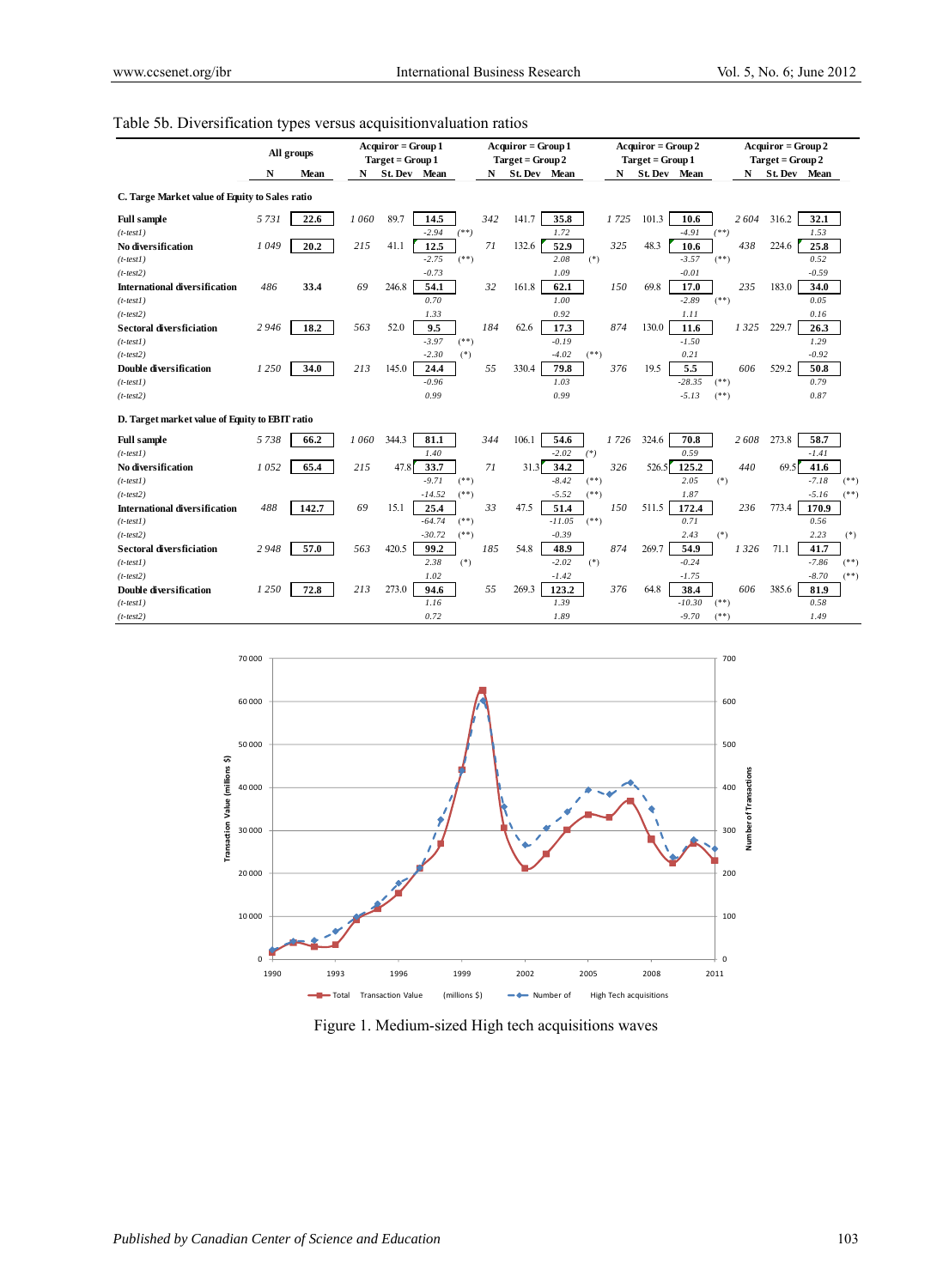Table 5b. Diversification types versus acquisitionvaluation ratios

| | All groups | | Acquiror = Group 1 Target = Group 1 | | | | Acquiror = Group 1 Target = Group 2 | | | | Acquiror = Group 2 Target = Group 1 | | | | Acquiror = Group 2 Target = Group 2 | | | |
|---|---|---|---|---|---|---|---|---|---|---|---|---|---|---|---|---|---|---|
| | N | Mean | N | St. Dev | Mean | | N | St. Dev | Mean | | N | St. Dev | Mean | | N | St. Dev | Mean | |
| **C. Targe Market value of Equity to Sales ratio** | | | | | | | | | | | | | | | | | | |
| **Full sample** | 5 731 | **22.6** | 1 060 | 89.7 | **14.5** | | 342 | 141.7 | **35.8** | | 1 725 | 101.3 | **10.6** | | 2 604 | 316.2 | **32.1** | |
| *(t-test1)* | | | | | -2.94 | (**) | | | 1.72 | | | | -4.91 | (**) | | | 1.53 | |
| **No diversification** | 1 049 | **20.2** | 215 | 41.1 | **12.5** | | 71 | 132.6 | **52.9** | | 325 | 48.3 | **10.6** | | 438 | 224.6 | **25.8** | |
| *(t-test1)* | | | | | -2.75 | (**) | | | 2.08 | (*) | | | -3.57 | (**) | | | 0.52 | |
| *(t-test2)* | | | | | -0.73 | | | | 1.09 | | | | -0.01 | | | | -0.59 | |
| **International diversification** | 486 | **33.4** | 69 | 246.8 | **54.1** | | 32 | 161.8 | **62.1** | | 150 | 69.8 | **17.0** | | 235 | 183.0 | **34.0** | |
| *(t-test1)* | | | | | 0.70 | | | | 1.00 | | | | -2.89 | (**) | | | 0.05 | |
| *(t-test2)* | | | | | 1.33 | | | | 0.92 | | | | 1.11 | | | | 0.16 | |
| **Sectoral diversficiation** | 2 946 | **18.2** | 563 | 52.0 | **9.5** | | 184 | 62.6 | **17.3** | | 874 | 130.0 | **11.6** | | 1 325 | 229.7 | **26.3** | |
| *(t-test1)* | | | | | -3.97 | (**) | | | -0.19 | | | | -1.50 | | | | 1.29 | |
| *(t-test2)* | | | | | -2.30 | (*) | | | -4.02 | (**) | | | 0.21 | | | | -0.92 | |
| **Double diversification** | 1 250 | **34.0** | 213 | 145.0 | **24.4** | | 55 | 330.4 | **79.8** | | 376 | 19.5 | **5.5** | | 606 | 529.2 | **50.8** | |
| *(t-test1)* | | | | | -0.96 | | | | 1.03 | | | | -28.35 | (**) | | | 0.79 | |
| *(t-test2)* | | | | | 0.99 | | | | 0.99 | | | | -5.13 | (**) | | | 0.87 | |
| **D. Target market value of Equity to EBIT ratio** | | | | | | | | | | | | | | | | | | |
| **Full sample** | 5 738 | **66.2** | 1 060 | 344.3 | **81.1** | | 344 | 106.1 | **54.6** | | 1 726 | 324.6 | **70.8** | | 2 608 | 273.8 | **58.7** | |
| *(t-test1)* | | | | | 1.40 | | | | -2.02 | (*) | | | 0.59 | | | | -1.41 | |
| **No diversification** | 1 052 | **65.4** | 215 | 47.8 | **33.7** | | 71 | 31.3 | **34.2** | | 326 | 526.5 | **125.2** | | 440 | 69.5 | **41.6** | |
| *(t-test1)* | | | | | -9.71 | (**) | | | -8.42 | (**) | | | 2.05 | (*) | | | -7.18 | (**) |
| *(t-test2)* | | | | | -14.52 | (**) | | | -5.52 | (**) | | | 1.87 | | | | -5.16 | (**) |
| **International diversification** | 488 | **142.7** | 69 | 15.1 | **25.4** | | 33 | 47.5 | **51.4** | | 150 | 511.5 | **172.4** | | 236 | 773.4 | **170.9** | |
| *(t-test1)* | | | | | -64.74 | (**) | | | -11.05 | (**) | | | 0.71 | | | | 0.56 | |
| *(t-test2)* | | | | | -30.72 | (**) | | | -0.39 | | | | 2.43 | (*) | | | 2.23 | (*) |
| **Sectoral diversficiation** | 2 948 | **57.0** | 563 | 420.5 | **99.2** | | 185 | 54.8 | **48.9** | | 874 | 269.7 | **54.9** | | 1 326 | 71.1 | **41.7** | |
| *(t-test1)* | | | | | 2.38 | (*) | | | -2.02 | (*) | | | -0.24 | | | | -7.86 | (**) |
| *(t-test2)* | | | | | 1.02 | | | | -1.42 | | | | -1.75 | | | | -8.70 | (**) |
| **Double diversification** | 1 250 | **72.8** | 213 | 273.0 | **94.6** | | 55 | 269.3 | **123.2** | | 376 | 64.8 | **38.4** | | 606 | 385.6 | **81.9** | |
| *(t-test1)* | | | | | 1.16 | | | | 1.39 | | | | -10.30 | (**) | | | 0.58 | |
| *(t-test2)* | | | | | 0.72 | | | | 1.89 | | | | -9.70 | (**) | | | 1.49 | |

Transaction Value (millions $)

Number of Transactions

70 000
60 000
50 000
40 000
30 000
20 000
10 000
0

700
600
500
400
300
200
100
0

1990 1993 1996 1999 2002 2005 2008 2011

Total Transaction Value (millions $)

Number of High Tech acquisitions

Figure 1. Medium-sized High tech acquisitions waves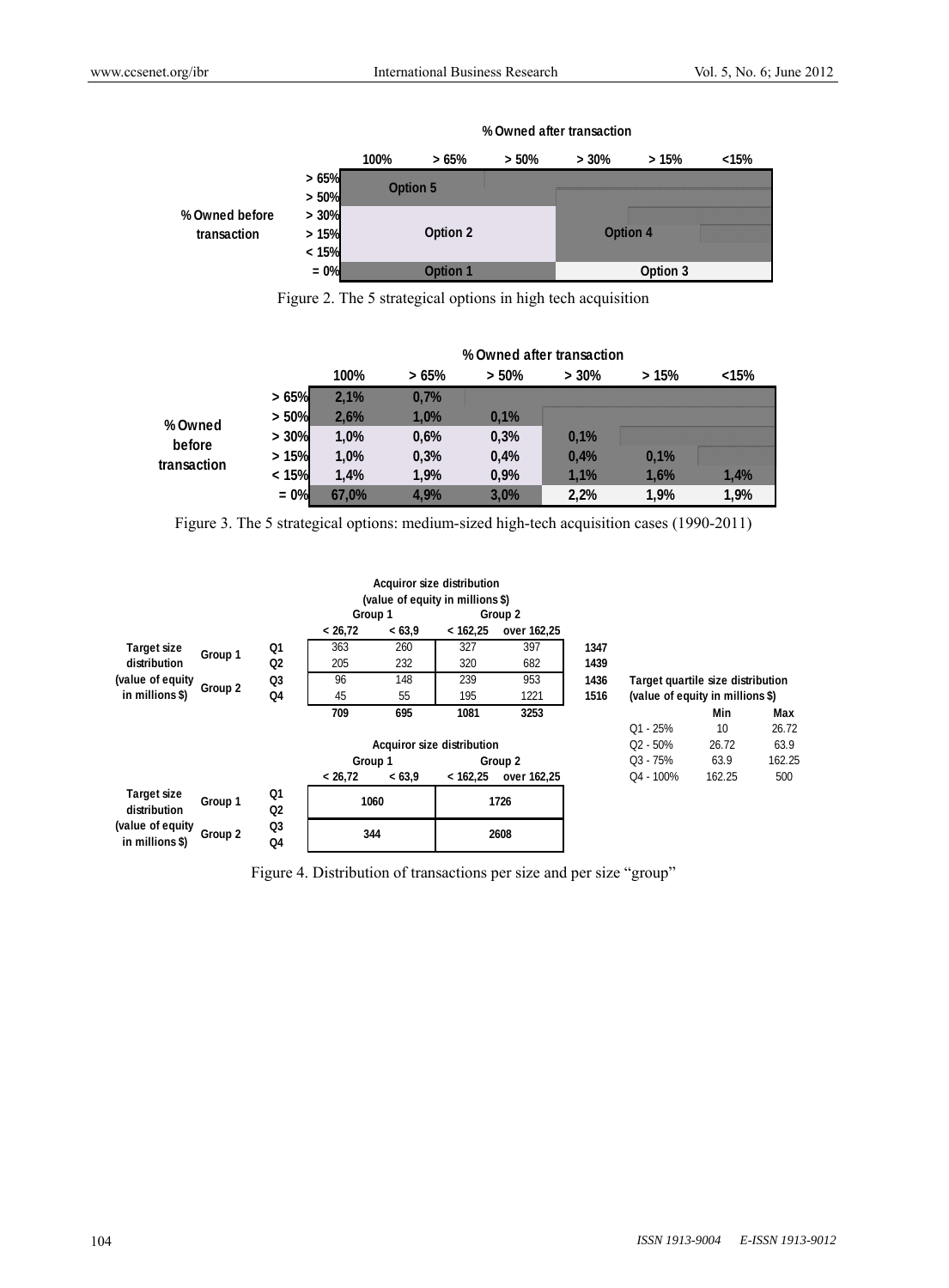| | | % Owned after transaction | | | | | |
|---|---|---|---|---|---|---|---|
| | | 100% | > 65% | > 50% | > 30% | > 15% | <15% |
| % Owned before transaction | > 65% | Option 5 | | | | | |
| | > 50% | | | | | | |
| | > 30% | Option 2 | | | Option 4 | | |
| | > 15% | | | | | | |
| | < 15% | | | | | | |
| | = 0% | Option 1 | | | Option 3 | | |

Figure 2. The 5 strategical options in high tech acquisition

| | | % Owned after transaction | | | | | |
|---|---|---|---|---|---|---|---|
| | | 100% | > 65% | > 50% | > 30% | > 15% | <15% |
| % Owned before transaction | > 65% | 2,1% | 0,7% | | | | |
| | > 50% | 2,6% | 1,0% | 0,1% | | | |
| | > 30% | 1,0% | 0,6% | 0,3% | 0,1% | | |
| | > 15% | 1,0% | 0,3% | 0,4% | 0,4% | 0,1% | |
| | < 15% | 1,4% | 1,9% | 0,9% | 1,1% | 1,6% | 1,4% |
| | = 0% | 67,0% | 4,9% | 3,0% | 2,2% | 1,9% | 1,9% |

Figure 3. The 5 strategical options: medium-sized high-tech acquisition cases (1990-2011)

| | | | Acquiror size distribution (value of equity in millions $) | | | | |
|---|---|---|---|---|---|---|---|
| | | | Group 1 | | Group 2 | | |
| | | | < 26,72 | < 63,9 | < 162,25 | over 162,25 | |
| Target size distribution (value of equity in millions $) | Group 1 | Q1 | 363 | 260 | 327 | 397 | 1347 |
| | | Q2 | 205 | 232 | 320 | 682 | 1439 |
| | Group 2 | Q3 | 96 | 148 | 239 | 953 | 1436 |
| | | Q4 | 45 | 55 | 195 | 1221 | 1516 |
| | | | 709 | 695 | 1081 | 3253 | |

| | | | Acquiror size distribution | | | |
|---|---|---|---|---|---|---|
| | | | Group 1 | | Group 2 | |
| | | | < 26,72 | < 63,9 | < 162,25 | over 162,25 |
| Target size distribution (value of equity in millions $) | Group 1 | Q1, Q2 | 1060 | | 1726 | |
| | Group 2 | Q3, Q4 | 344 | | 2608 | |

Target quartile size distribution (value of equity in millions $)

| | Min | Max |
|---|---|---|
| Q1 - 25% | 10 | 26.72 |
| Q2 - 50% | 26.72 | 63.9 |
| Q3 - 75% | 63.9 | 162.25 |
| Q4 - 100% | 162.25 | 500 |

Figure 4. Distribution of transactions per size and per size "group"